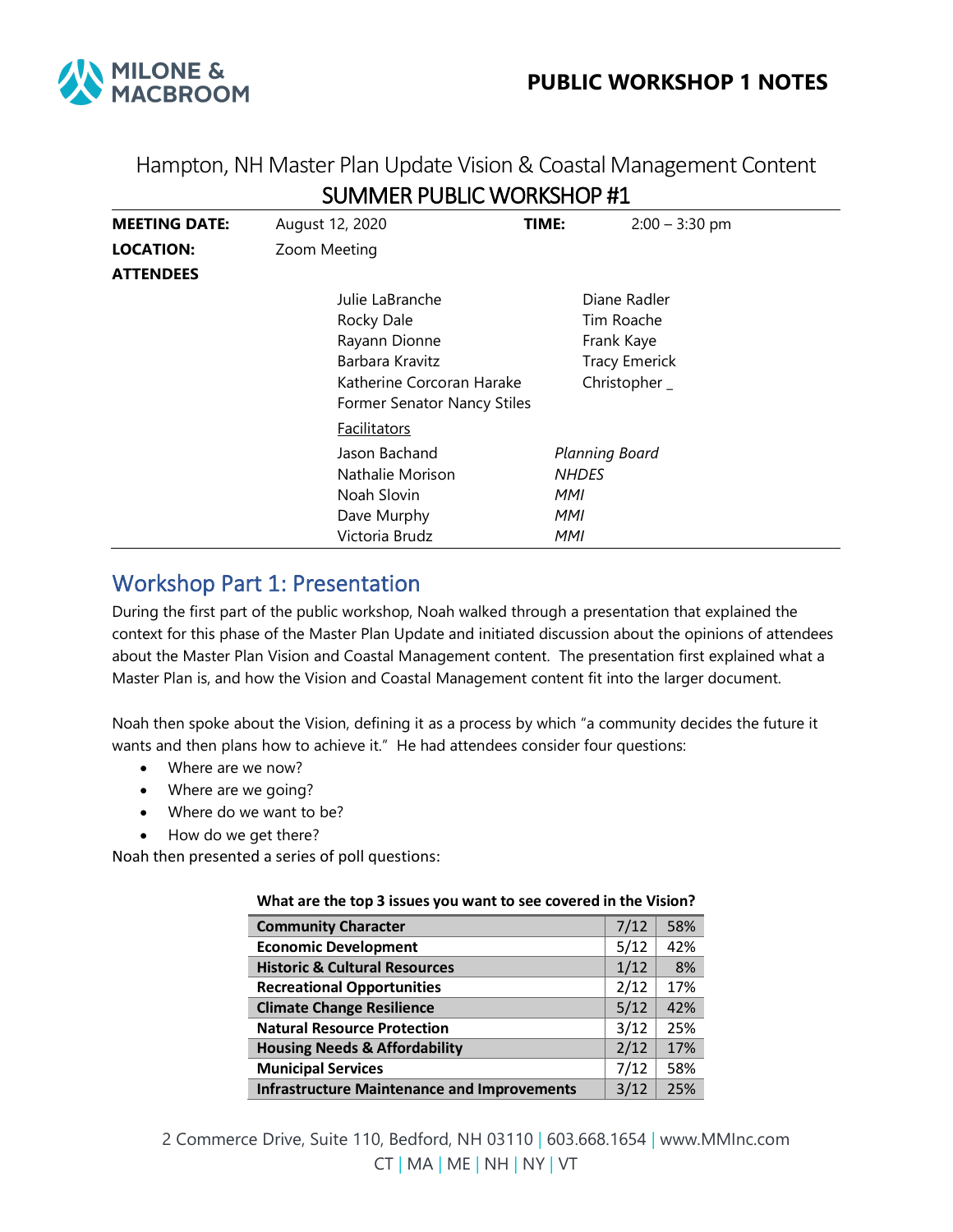# PUBLIC WORKSHOP 1 NOTES

Hampton, NH Master Plan Update Vision & Coastal Management Content

## SUMMER PUBLIC WORKSHOP #1

| | | | |
|---|---|---|---|
| **MEETING DATE:** | August 12, 2020 | **TIME:** | 2:00 – 3:30 pm |
| **LOCATION:** | Zoom Meeting | | |
| **ATTENDEES** | | | |

| | |
|---|---|
| Julie LaBranche | Diane Radler |
| Rocky Dale | Tim Roache |
| Rayann Dionne | Frank Kaye |
| Barbara Kravitz | Tracy Emerick |
| Katherine Corcoran Harake | Christopher _ |
| Former Senator Nancy Stiles | |

Facilitators

| | |
|---|---|
| Jason Bachand | *Planning Board* |
| Nathalie Morison | *NHDES* |
| Noah Slovin | *MMI* |
| Dave Murphy | *MMI* |
| Victoria Brudz | *MMI* |

## Workshop Part 1: Presentation

During the first part of the public workshop, Noah walked through a presentation that explained the context for this phase of the Master Plan Update and initiated discussion about the opinions of attendees about the Master Plan Vision and Coastal Management content. The presentation first explained what a Master Plan is, and how the Vision and Coastal Management content fit into the larger document.

Noah then spoke about the Vision, defining it as a process by which "a community decides the future it wants and then plans how to achieve it." He had attendees consider four questions:

- Where are we now?
- Where are we going?
- Where do we want to be?
- How do we get there?

Noah then presented a series of poll questions:

**What are the top 3 issues you want to see covered in the Vision?**

| Issue | Votes | % |
|---|---|---|
| **Community Character** | 7/12 | 58% |
| **Economic Development** | 5/12 | 42% |
| **Historic & Cultural Resources** | 1/12 | 8% |
| **Recreational Opportunities** | 2/12 | 17% |
| **Climate Change Resilience** | 5/12 | 42% |
| **Natural Resource Protection** | 3/12 | 25% |
| **Housing Needs & Affordability** | 2/12 | 17% |
| **Municipal Services** | 7/12 | 58% |
| **Infrastructure Maintenance and Improvements** | 3/12 | 25% |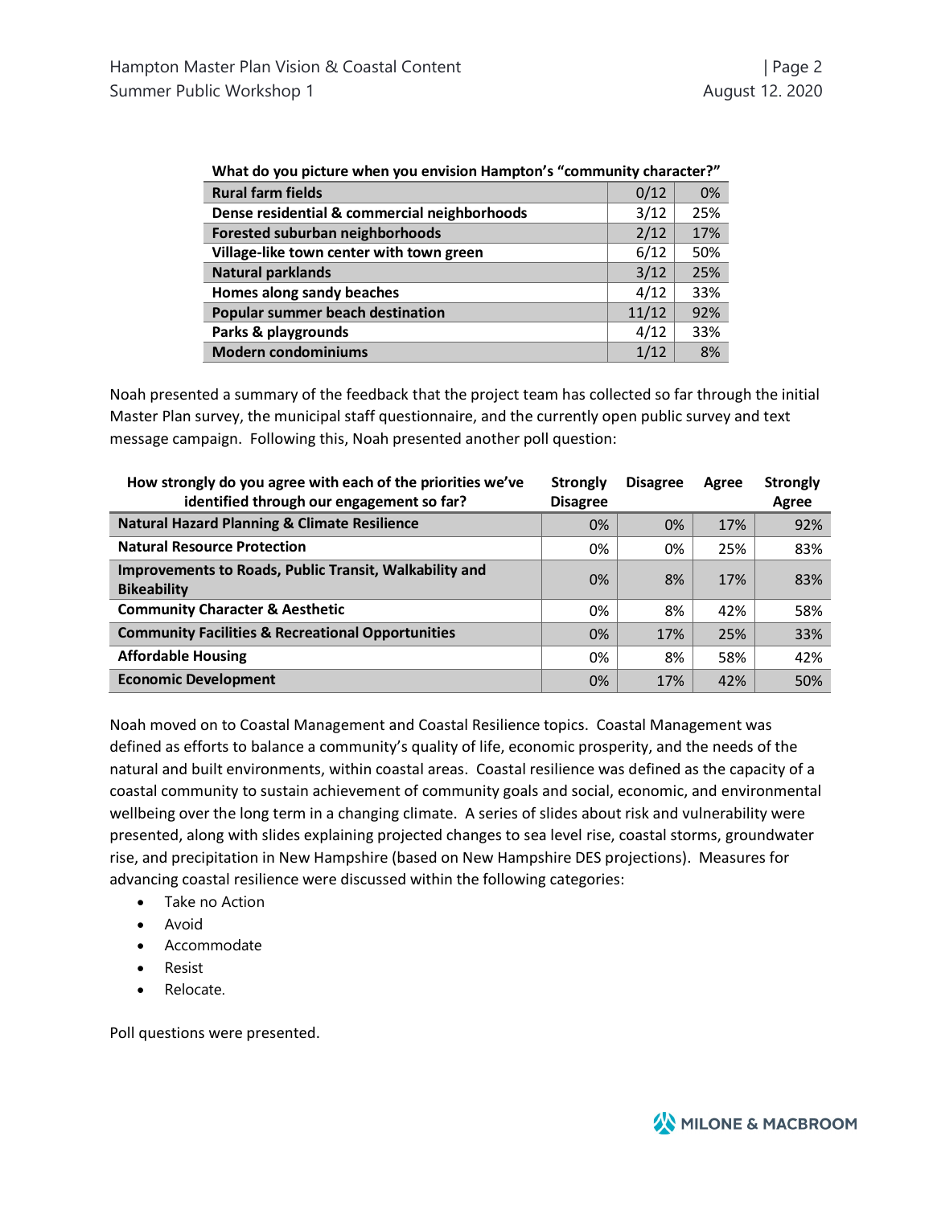| What do you picture when you envision Hampton's "community character?" | | |
|---|---|---|
| **Rural farm fields** | 0/12 | 0% |
| **Dense residential & commercial neighborhoods** | 3/12 | 25% |
| **Forested suburban neighborhoods** | 2/12 | 17% |
| **Village-like town center with town green** | 6/12 | 50% |
| **Natural parklands** | 3/12 | 25% |
| **Homes along sandy beaches** | 4/12 | 33% |
| **Popular summer beach destination** | 11/12 | 92% |
| **Parks & playgrounds** | 4/12 | 33% |
| **Modern condominiums** | 1/12 | 8% |

Noah presented a summary of the feedback that the project team has collected so far through the initial Master Plan survey, the municipal staff questionnaire, and the currently open public survey and text message campaign. Following this, Noah presented another poll question:

| How strongly do you agree with each of the priorities we've identified through our engagement so far? | Strongly Disagree | Disagree | Agree | Strongly Agree |
|---|---|---|---|---|
| **Natural Hazard Planning & Climate Resilience** | 0% | 0% | 17% | 92% |
| **Natural Resource Protection** | 0% | 0% | 25% | 83% |
| **Improvements to Roads, Public Transit, Walkability and Bikeability** | 0% | 8% | 17% | 83% |
| **Community Character & Aesthetic** | 0% | 8% | 42% | 58% |
| **Community Facilities & Recreational Opportunities** | 0% | 17% | 25% | 33% |
| **Affordable Housing** | 0% | 8% | 58% | 42% |
| **Economic Development** | 0% | 17% | 42% | 50% |

Noah moved on to Coastal Management and Coastal Resilience topics. Coastal Management was defined as efforts to balance a community's quality of life, economic prosperity, and the needs of the natural and built environments, within coastal areas. Coastal resilience was defined as the capacity of a coastal community to sustain achievement of community goals and social, economic, and environmental wellbeing over the long term in a changing climate. A series of slides about risk and vulnerability were presented, along with slides explaining projected changes to sea level rise, coastal storms, groundwater rise, and precipitation in New Hampshire (based on New Hampshire DES projections). Measures for advancing coastal resilience were discussed within the following categories:

- Take no Action
- Avoid
- Accommodate
- Resist
- Relocate.

Poll questions were presented.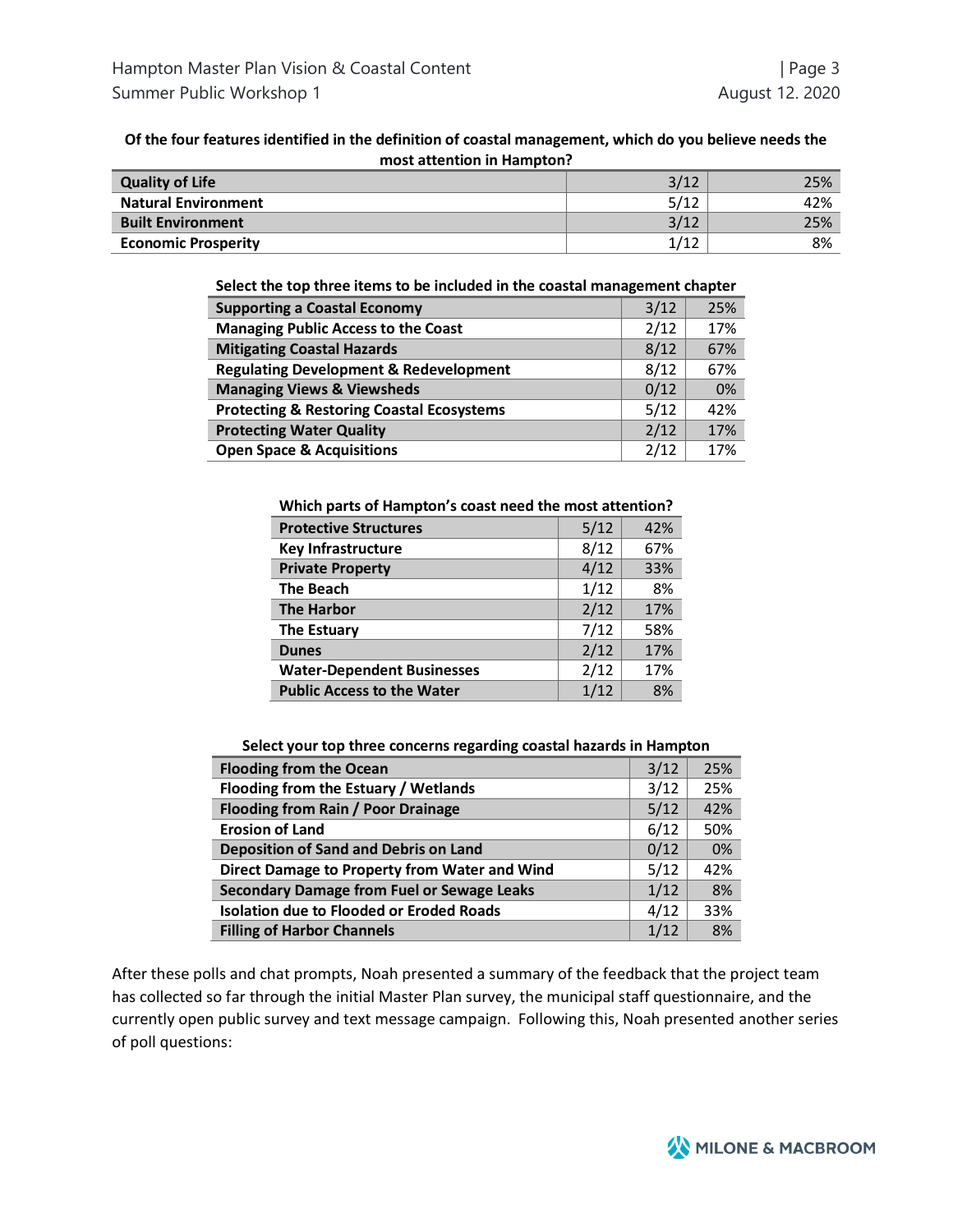**Of the four features identified in the definition of coastal management, which do you believe needs the most attention in Hampton?**

| | | |
|---|---|---|
| **Quality of Life** | 3/12 | 25% |
| **Natural Environment** | 5/12 | 42% |
| **Built Environment** | 3/12 | 25% |
| **Economic Prosperity** | 1/12 | 8% |

**Select the top three items to be included in the coastal management chapter**

| | | |
|---|---|---|
| **Supporting a Coastal Economy** | 3/12 | 25% |
| **Managing Public Access to the Coast** | 2/12 | 17% |
| **Mitigating Coastal Hazards** | 8/12 | 67% |
| **Regulating Development & Redevelopment** | 8/12 | 67% |
| **Managing Views & Viewsheds** | 0/12 | 0% |
| **Protecting & Restoring Coastal Ecosystems** | 5/12 | 42% |
| **Protecting Water Quality** | 2/12 | 17% |
| **Open Space & Acquisitions** | 2/12 | 17% |

**Which parts of Hampton's coast need the most attention?**

| | | |
|---|---|---|
| **Protective Structures** | 5/12 | 42% |
| **Key Infrastructure** | 8/12 | 67% |
| **Private Property** | 4/12 | 33% |
| **The Beach** | 1/12 | 8% |
| **The Harbor** | 2/12 | 17% |
| **The Estuary** | 7/12 | 58% |
| **Dunes** | 2/12 | 17% |
| **Water-Dependent Businesses** | 2/12 | 17% |
| **Public Access to the Water** | 1/12 | 8% |

**Select your top three concerns regarding coastal hazards in Hampton**

| | | |
|---|---|---|
| **Flooding from the Ocean** | 3/12 | 25% |
| **Flooding from the Estuary / Wetlands** | 3/12 | 25% |
| **Flooding from Rain / Poor Drainage** | 5/12 | 42% |
| **Erosion of Land** | 6/12 | 50% |
| **Deposition of Sand and Debris on Land** | 0/12 | 0% |
| **Direct Damage to Property from Water and Wind** | 5/12 | 42% |
| **Secondary Damage from Fuel or Sewage Leaks** | 1/12 | 8% |
| **Isolation due to Flooded or Eroded Roads** | 4/12 | 33% |
| **Filling of Harbor Channels** | 1/12 | 8% |

After these polls and chat prompts, Noah presented a summary of the feedback that the project team has collected so far through the initial Master Plan survey, the municipal staff questionnaire, and the currently open public survey and text message campaign. Following this, Noah presented another series of poll questions: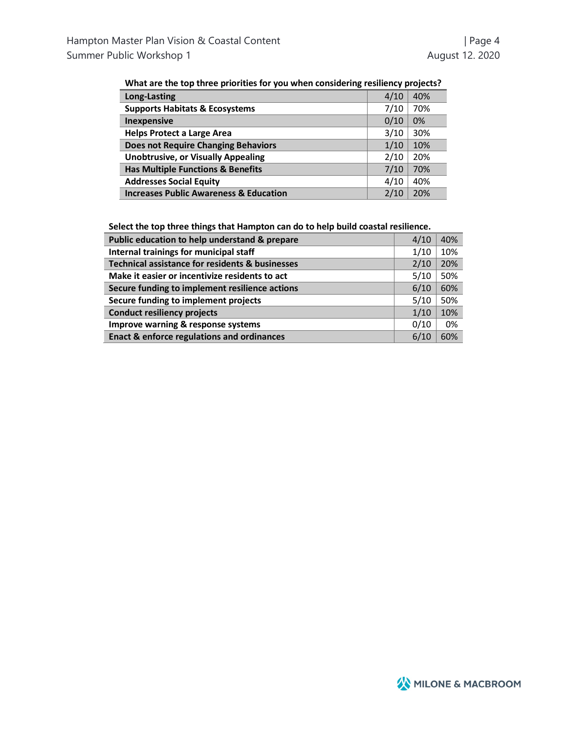**What are the top three priorities for you when considering resiliency projects?**

| | | |
|---|---|---|
| **Long-Lasting** | 4/10 | 40% |
| **Supports Habitats & Ecosystems** | 7/10 | 70% |
| **Inexpensive** | 0/10 | 0% |
| **Helps Protect a Large Area** | 3/10 | 30% |
| **Does not Require Changing Behaviors** | 1/10 | 10% |
| **Unobtrusive, or Visually Appealing** | 2/10 | 20% |
| **Has Multiple Functions & Benefits** | 7/10 | 70% |
| **Addresses Social Equity** | 4/10 | 40% |
| **Increases Public Awareness & Education** | 2/10 | 20% |

**Select the top three things that Hampton can do to help build coastal resilience.**

| | | |
|---|---|---|
| **Public education to help understand & prepare** | 4/10 | 40% |
| **Internal trainings for municipal staff** | 1/10 | 10% |
| **Technical assistance for residents & businesses** | 2/10 | 20% |
| **Make it easier or incentivize residents to act** | 5/10 | 50% |
| **Secure funding to implement resilience actions** | 6/10 | 60% |
| **Secure funding to implement projects** | 5/10 | 50% |
| **Conduct resiliency projects** | 1/10 | 10% |
| **Improve warning & response systems** | 0/10 | 0% |
| **Enact & enforce regulations and ordinances** | 6/10 | 60% |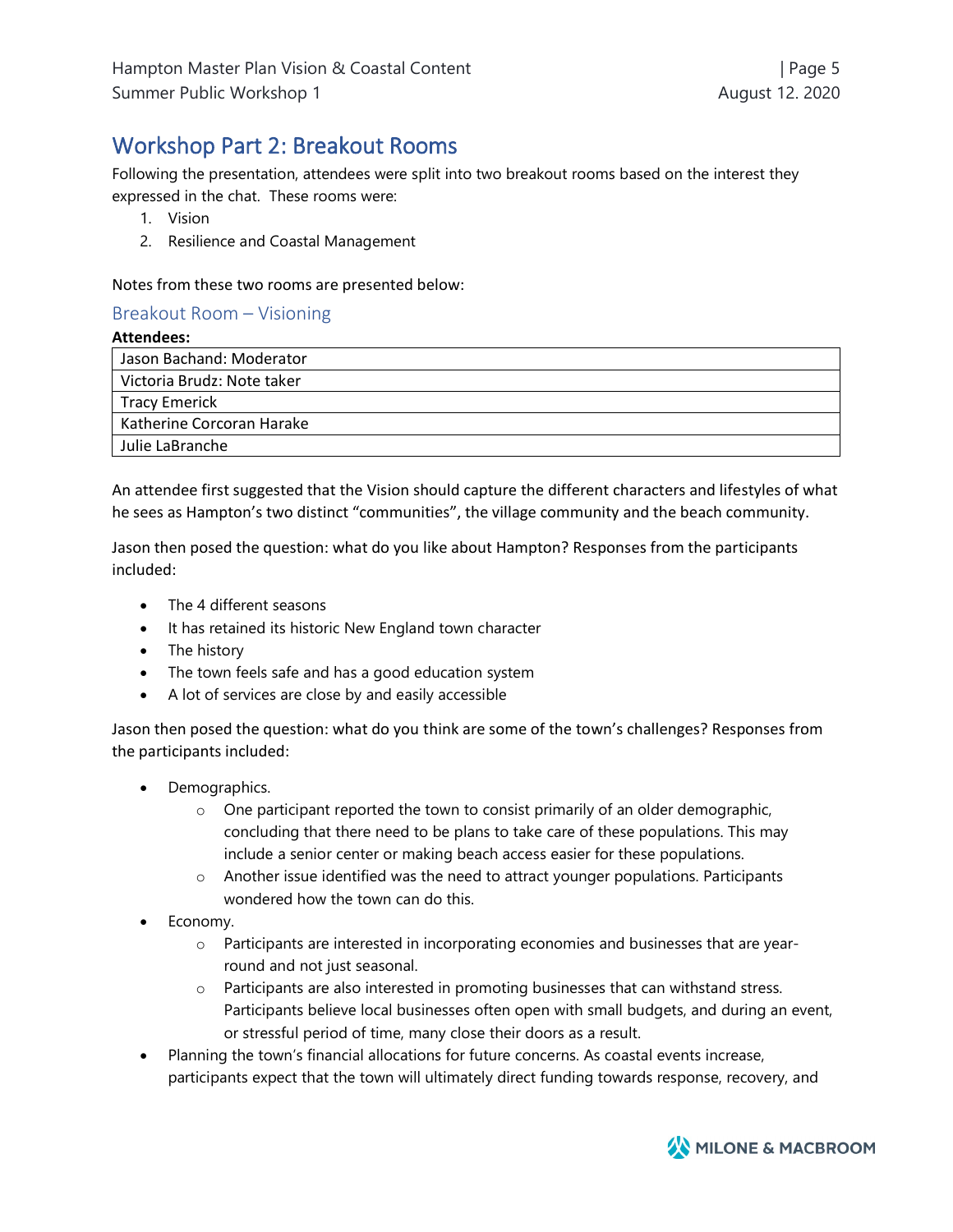## Workshop Part 2: Breakout Rooms

Following the presentation, attendees were split into two breakout rooms based on the interest they expressed in the chat. These rooms were:

1. Vision
2. Resilience and Coastal Management

Notes from these two rooms are presented below:

### Breakout Room – Visioning

**Attendees:**

| |
|---|
| Jason Bachand: Moderator |
| Victoria Brudz: Note taker |
| Tracy Emerick |
| Katherine Corcoran Harake |
| Julie LaBranche |

An attendee first suggested that the Vision should capture the different characters and lifestyles of what he sees as Hampton's two distinct "communities", the village community and the beach community.

Jason then posed the question: what do you like about Hampton? Responses from the participants included:

- The 4 different seasons
- It has retained its historic New England town character
- The history
- The town feels safe and has a good education system
- A lot of services are close by and easily accessible

Jason then posed the question: what do you think are some of the town's challenges? Responses from the participants included:

- Demographics.
  - One participant reported the town to consist primarily of an older demographic, concluding that there need to be plans to take care of these populations. This may include a senior center or making beach access easier for these populations.
  - Another issue identified was the need to attract younger populations. Participants wondered how the town can do this.
- Economy.
  - Participants are interested in incorporating economies and businesses that are year-round and not just seasonal.
  - Participants are also interested in promoting businesses that can withstand stress. Participants believe local businesses often open with small budgets, and during an event, or stressful period of time, many close their doors as a result.
- Planning the town's financial allocations for future concerns. As coastal events increase, participants expect that the town will ultimately direct funding towards response, recovery, and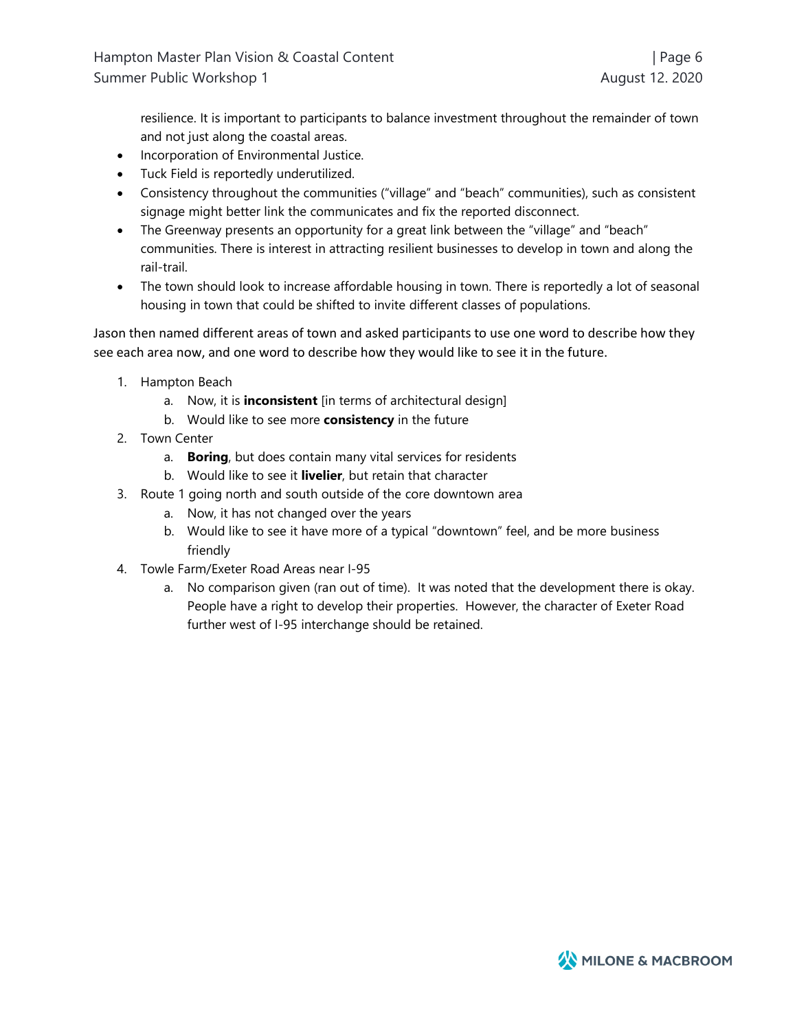resilience. It is important to participants to balance investment throughout the remainder of town and not just along the coastal areas.

- Incorporation of Environmental Justice.
- Tuck Field is reportedly underutilized.
- Consistency throughout the communities ("village" and "beach" communities), such as consistent signage might better link the communicates and fix the reported disconnect.
- The Greenway presents an opportunity for a great link between the "village" and "beach" communities. There is interest in attracting resilient businesses to develop in town and along the rail-trail.
- The town should look to increase affordable housing in town. There is reportedly a lot of seasonal housing in town that could be shifted to invite different classes of populations.

Jason then named different areas of town and asked participants to use one word to describe how they see each area now, and one word to describe how they would like to see it in the future.

1. Hampton Beach
   a. Now, it is **inconsistent** [in terms of architectural design]
   b. Would like to see more **consistency** in the future
2. Town Center
   a. **Boring**, but does contain many vital services for residents
   b. Would like to see it **livelier**, but retain that character
3. Route 1 going north and south outside of the core downtown area
   a. Now, it has not changed over the years
   b. Would like to see it have more of a typical "downtown" feel, and be more business friendly
4. Towle Farm/Exeter Road Areas near I-95
   a. No comparison given (ran out of time). It was noted that the development there is okay. People have a right to develop their properties. However, the character of Exeter Road further west of I-95 interchange should be retained.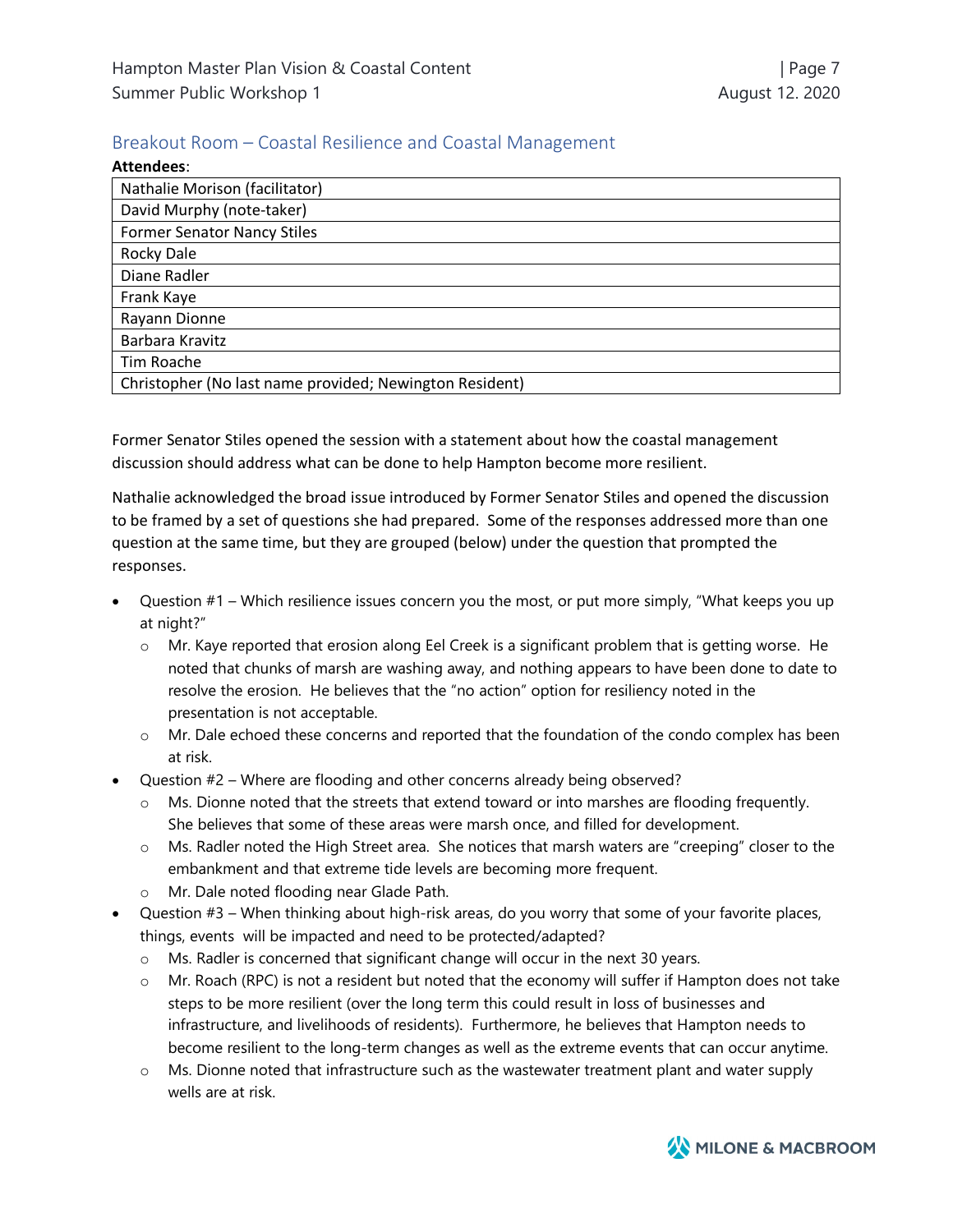## Breakout Room – Coastal Resilience and Coastal Management

**Attendees**:

| Nathalie Morison (facilitator) |
|---|
| David Murphy (note-taker) |
| Former Senator Nancy Stiles |
| Rocky Dale |
| Diane Radler |
| Frank Kaye |
| Rayann Dionne |
| Barbara Kravitz |
| Tim Roache |
| Christopher (No last name provided; Newington Resident) |

Former Senator Stiles opened the session with a statement about how the coastal management discussion should address what can be done to help Hampton become more resilient.

Nathalie acknowledged the broad issue introduced by Former Senator Stiles and opened the discussion to be framed by a set of questions she had prepared. Some of the responses addressed more than one question at the same time, but they are grouped (below) under the question that prompted the responses.

- Question #1 – Which resilience issues concern you the most, or put more simply, "What keeps you up at night?"
  - Mr. Kaye reported that erosion along Eel Creek is a significant problem that is getting worse. He noted that chunks of marsh are washing away, and nothing appears to have been done to date to resolve the erosion. He believes that the "no action" option for resiliency noted in the presentation is not acceptable.
  - Mr. Dale echoed these concerns and reported that the foundation of the condo complex has been at risk.
- Question #2 – Where are flooding and other concerns already being observed?
  - Ms. Dionne noted that the streets that extend toward or into marshes are flooding frequently. She believes that some of these areas were marsh once, and filled for development.
  - Ms. Radler noted the High Street area. She notices that marsh waters are "creeping" closer to the embankment and that extreme tide levels are becoming more frequent.
  - Mr. Dale noted flooding near Glade Path.
- Question #3 – When thinking about high-risk areas, do you worry that some of your favorite places, things, events will be impacted and need to be protected/adapted?
  - Ms. Radler is concerned that significant change will occur in the next 30 years.
  - Mr. Roach (RPC) is not a resident but noted that the economy will suffer if Hampton does not take steps to be more resilient (over the long term this could result in loss of businesses and infrastructure, and livelihoods of residents). Furthermore, he believes that Hampton needs to become resilient to the long-term changes as well as the extreme events that can occur anytime.
  - Ms. Dionne noted that infrastructure such as the wastewater treatment plant and water supply wells are at risk.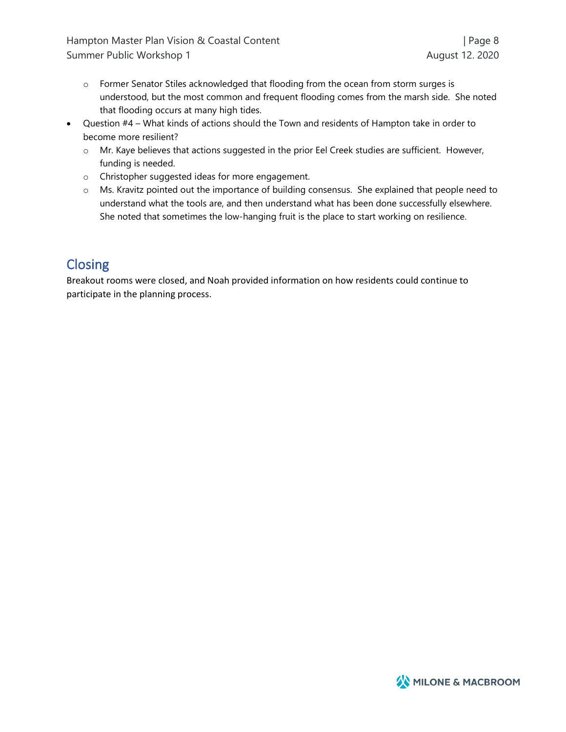- Former Senator Stiles acknowledged that flooding from the ocean from storm surges is understood, but the most common and frequent flooding comes from the marsh side. She noted that flooding occurs at many high tides.
- Question #4 – What kinds of actions should the Town and residents of Hampton take in order to become more resilient?
  - Mr. Kaye believes that actions suggested in the prior Eel Creek studies are sufficient. However, funding is needed.
  - Christopher suggested ideas for more engagement.
  - Ms. Kravitz pointed out the importance of building consensus. She explained that people need to understand what the tools are, and then understand what has been done successfully elsewhere. She noted that sometimes the low-hanging fruit is the place to start working on resilience.

## Closing

Breakout rooms were closed, and Noah provided information on how residents could continue to participate in the planning process.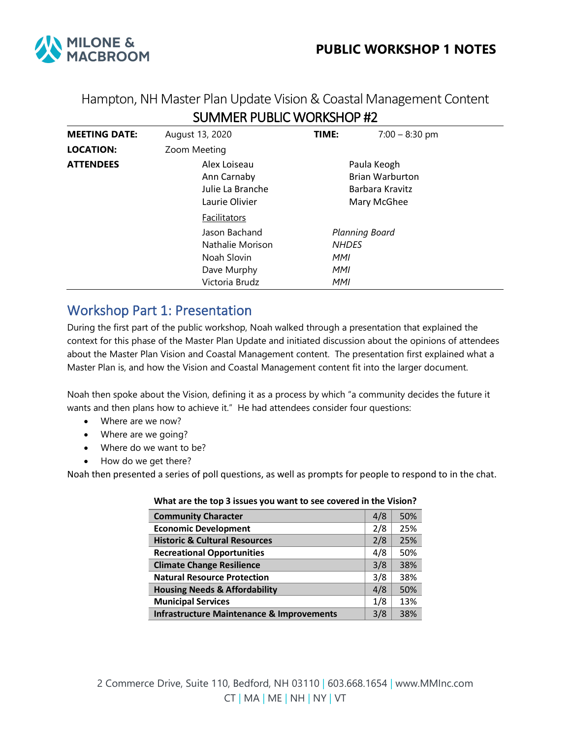# PUBLIC WORKSHOP 1 NOTES

Hampton, NH Master Plan Update Vision & Coastal Management Content

SUMMER PUBLIC WORKSHOP #2

| | | | |
|---|---|---|---|
| **MEETING DATE:** | August 13, 2020 | **TIME:** | 7:00 – 8:30 pm |
| **LOCATION:** | Zoom Meeting | | |
| **ATTENDEES** | Alex Loiseau | | Paula Keogh |
| | Ann Carnaby | | Brian Warburton |
| | Julie La Branche | | Barbara Kravitz |
| | Laurie Olivier | | Mary McGhee |
| | <u>Facilitators</u> | | |
| | Jason Bachand | *Planning Board* | |
| | Nathalie Morison | *NHDES* | |
| | Noah Slovin | *MMI* | |
| | Dave Murphy | *MMI* | |
| | Victoria Brudz | *MMI* | |

## Workshop Part 1: Presentation

During the first part of the public workshop, Noah walked through a presentation that explained the context for this phase of the Master Plan Update and initiated discussion about the opinions of attendees about the Master Plan Vision and Coastal Management content. The presentation first explained what a Master Plan is, and how the Vision and Coastal Management content fit into the larger document.

Noah then spoke about the Vision, defining it as a process by which "a community decides the future it wants and then plans how to achieve it." He had attendees consider four questions:

- Where are we now?
- Where are we going?
- Where do we want to be?
- How do we get there?

Noah then presented a series of poll questions, as well as prompts for people to respond to in the chat.

**What are the top 3 issues you want to see covered in the Vision?**

| | | |
|---|---|---|
| **Community Character** | 4/8 | 50% |
| **Economic Development** | 2/8 | 25% |
| **Historic & Cultural Resources** | 2/8 | 25% |
| **Recreational Opportunities** | 4/8 | 50% |
| **Climate Change Resilience** | 3/8 | 38% |
| **Natural Resource Protection** | 3/8 | 38% |
| **Housing Needs & Affordability** | 4/8 | 50% |
| **Municipal Services** | 1/8 | 13% |
| **Infrastructure Maintenance & Improvements** | 3/8 | 38% |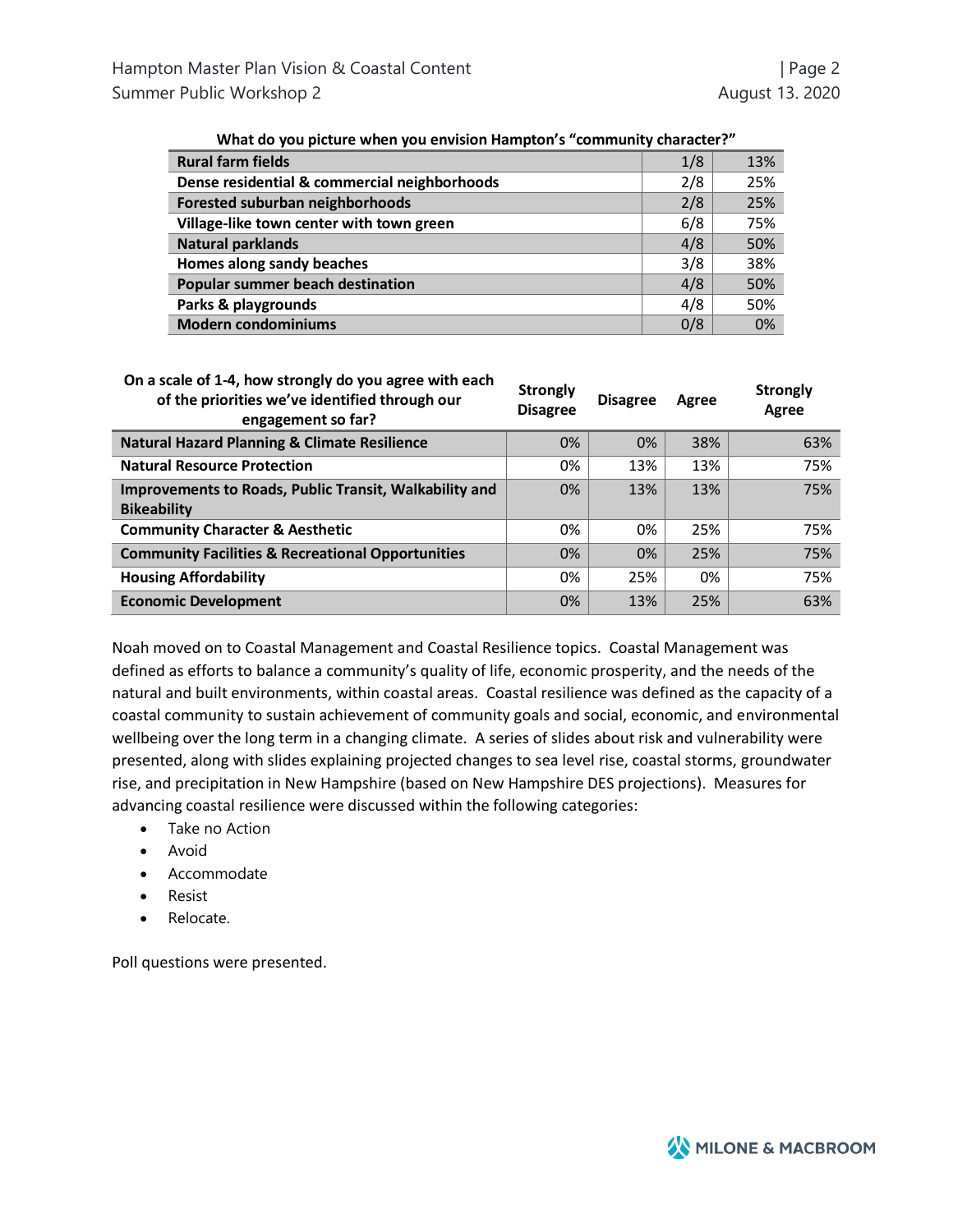**What do you picture when you envision Hampton's "community character?"**

| | | |
|---|---|---|
| **Rural farm fields** | 1/8 | 13% |
| **Dense residential & commercial neighborhoods** | 2/8 | 25% |
| **Forested suburban neighborhoods** | 2/8 | 25% |
| **Village-like town center with town green** | 6/8 | 75% |
| **Natural parklands** | 4/8 | 50% |
| **Homes along sandy beaches** | 3/8 | 38% |
| **Popular summer beach destination** | 4/8 | 50% |
| **Parks & playgrounds** | 4/8 | 50% |
| **Modern condominiums** | 0/8 | 0% |

| On a scale of 1-4, how strongly do you agree with each of the priorities we've identified through our engagement so far? | Strongly Disagree | Disagree | Agree | Strongly Agree |
|---|---|---|---|---|
| **Natural Hazard Planning & Climate Resilience** | 0% | 0% | 38% | 63% |
| **Natural Resource Protection** | 0% | 13% | 13% | 75% |
| **Improvements to Roads, Public Transit, Walkability and Bikeability** | 0% | 13% | 13% | 75% |
| **Community Character & Aesthetic** | 0% | 0% | 25% | 75% |
| **Community Facilities & Recreational Opportunities** | 0% | 0% | 25% | 75% |
| **Housing Affordability** | 0% | 25% | 0% | 75% |
| **Economic Development** | 0% | 13% | 25% | 63% |

Noah moved on to Coastal Management and Coastal Resilience topics. Coastal Management was defined as efforts to balance a community's quality of life, economic prosperity, and the needs of the natural and built environments, within coastal areas. Coastal resilience was defined as the capacity of a coastal community to sustain achievement of community goals and social, economic, and environmental wellbeing over the long term in a changing climate. A series of slides about risk and vulnerability were presented, along with slides explaining projected changes to sea level rise, coastal storms, groundwater rise, and precipitation in New Hampshire (based on New Hampshire DES projections). Measures for advancing coastal resilience were discussed within the following categories:

- Take no Action
- Avoid
- Accommodate
- Resist
- Relocate.

Poll questions were presented.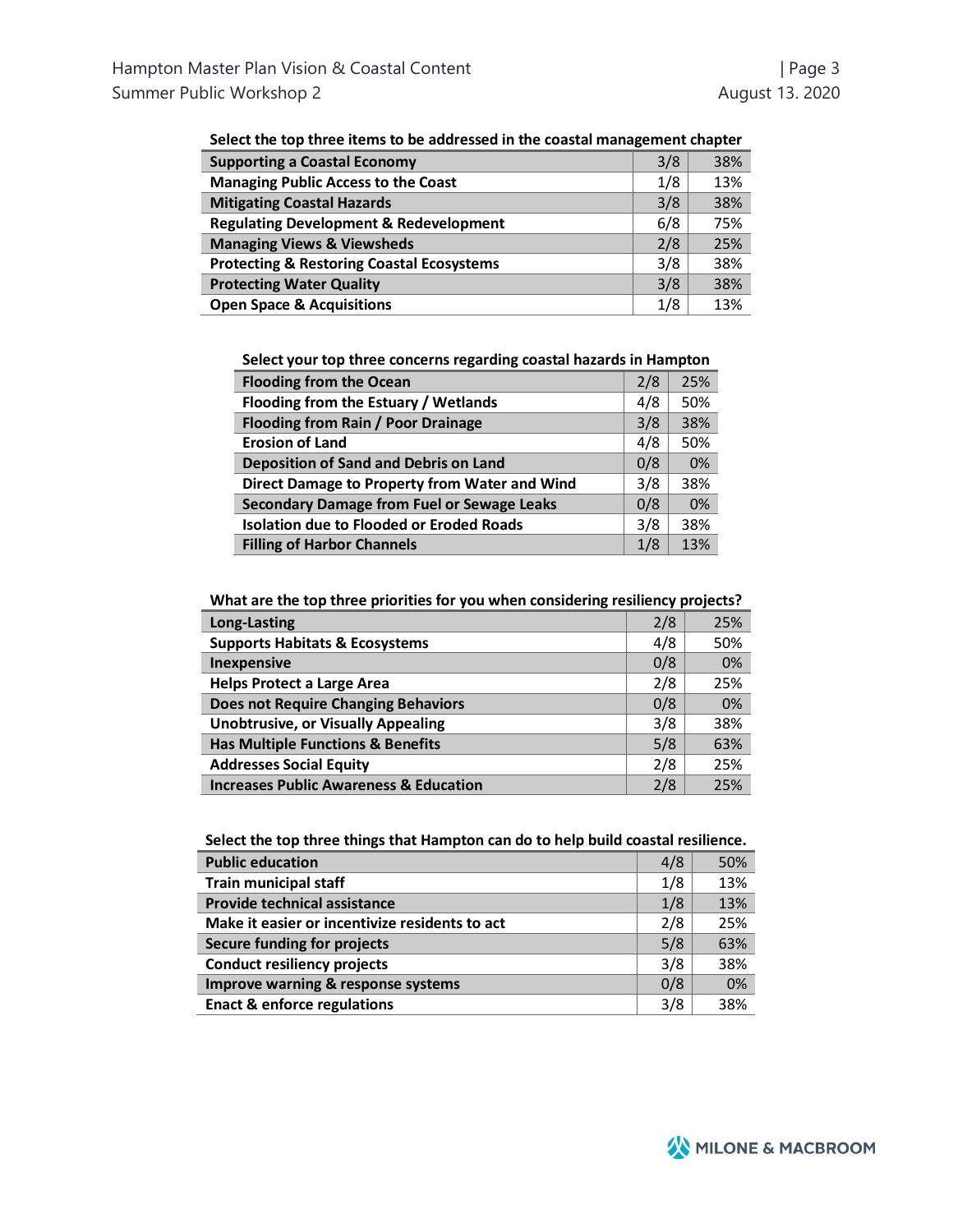**Select the top three items to be addressed in the coastal management chapter**

| Item | Count | Percent |
|---|---|---|
| Supporting a Coastal Economy | 3/8 | 38% |
| Managing Public Access to the Coast | 1/8 | 13% |
| Mitigating Coastal Hazards | 3/8 | 38% |
| Regulating Development & Redevelopment | 6/8 | 75% |
| Managing Views & Viewsheds | 2/8 | 25% |
| Protecting & Restoring Coastal Ecosystems | 3/8 | 38% |
| Protecting Water Quality | 3/8 | 38% |
| Open Space & Acquisitions | 1/8 | 13% |

**Select your top three concerns regarding coastal hazards in Hampton**

| Concern | Count | Percent |
|---|---|---|
| Flooding from the Ocean | 2/8 | 25% |
| Flooding from the Estuary / Wetlands | 4/8 | 50% |
| Flooding from Rain / Poor Drainage | 3/8 | 38% |
| Erosion of Land | 4/8 | 50% |
| Deposition of Sand and Debris on Land | 0/8 | 0% |
| Direct Damage to Property from Water and Wind | 3/8 | 38% |
| Secondary Damage from Fuel or Sewage Leaks | 0/8 | 0% |
| Isolation due to Flooded or Eroded Roads | 3/8 | 38% |
| Filling of Harbor Channels | 1/8 | 13% |

**What are the top three priorities for you when considering resiliency projects?**

| Priority | Count | Percent |
|---|---|---|
| Long-Lasting | 2/8 | 25% |
| Supports Habitats & Ecosystems | 4/8 | 50% |
| Inexpensive | 0/8 | 0% |
| Helps Protect a Large Area | 2/8 | 25% |
| Does not Require Changing Behaviors | 0/8 | 0% |
| Unobtrusive, or Visually Appealing | 3/8 | 38% |
| Has Multiple Functions & Benefits | 5/8 | 63% |
| Addresses Social Equity | 2/8 | 25% |
| Increases Public Awareness & Education | 2/8 | 25% |

**Select the top three things that Hampton can do to help build coastal resilience.**

| Action | Count | Percent |
|---|---|---|
| Public education | 4/8 | 50% |
| Train municipal staff | 1/8 | 13% |
| Provide technical assistance | 1/8 | 13% |
| Make it easier or incentivize residents to act | 2/8 | 25% |
| Secure funding for projects | 5/8 | 63% |
| Conduct resiliency projects | 3/8 | 38% |
| Improve warning & response systems | 0/8 | 0% |
| Enact & enforce regulations | 3/8 | 38% |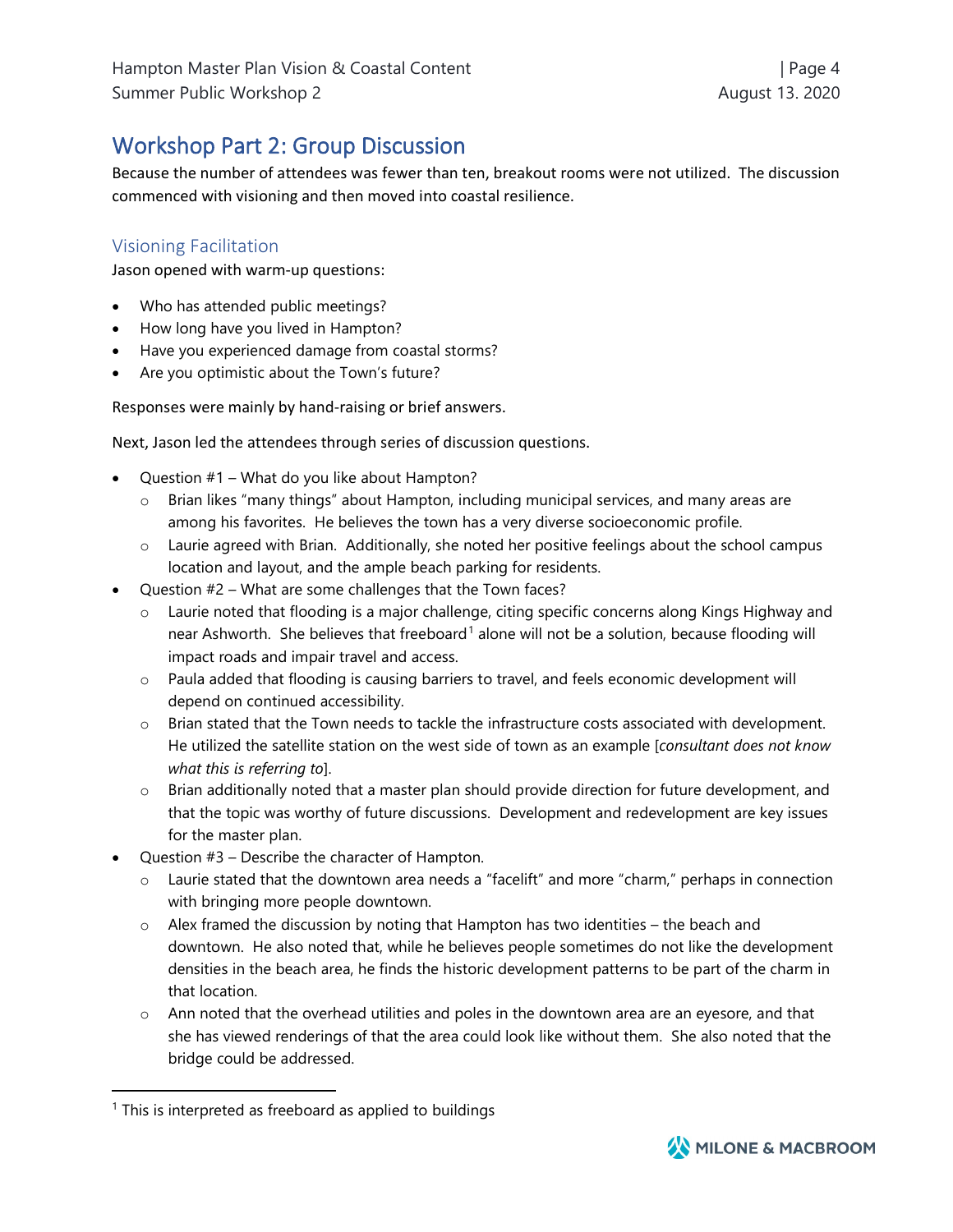## Workshop Part 2: Group Discussion

Because the number of attendees was fewer than ten, breakout rooms were not utilized. The discussion commenced with visioning and then moved into coastal resilience.

### Visioning Facilitation

Jason opened with warm-up questions:

- Who has attended public meetings?
- How long have you lived in Hampton?
- Have you experienced damage from coastal storms?
- Are you optimistic about the Town's future?

Responses were mainly by hand-raising or brief answers.

Next, Jason led the attendees through series of discussion questions.

- Question #1 – What do you like about Hampton?
  - Brian likes "many things" about Hampton, including municipal services, and many areas are among his favorites. He believes the town has a very diverse socioeconomic profile.
  - Laurie agreed with Brian. Additionally, she noted her positive feelings about the school campus location and layout, and the ample beach parking for residents.
- Question #2 – What are some challenges that the Town faces?
  - Laurie noted that flooding is a major challenge, citing specific concerns along Kings Highway and near Ashworth. She believes that freeboard[1] alone will not be a solution, because flooding will impact roads and impair travel and access.
  - Paula added that flooding is causing barriers to travel, and feels economic development will depend on continued accessibility.
  - Brian stated that the Town needs to tackle the infrastructure costs associated with development. He utilized the satellite station on the west side of town as an example [*consultant does not know what this is referring to*].
  - Brian additionally noted that a master plan should provide direction for future development, and that the topic was worthy of future discussions. Development and redevelopment are key issues for the master plan.
- Question #3 – Describe the character of Hampton.
  - Laurie stated that the downtown area needs a "facelift" and more "charm," perhaps in connection with bringing more people downtown.
  - Alex framed the discussion by noting that Hampton has two identities – the beach and downtown. He also noted that, while he believes people sometimes do not like the development densities in the beach area, he finds the historic development patterns to be part of the charm in that location.
  - Ann noted that the overhead utilities and poles in the downtown area are an eyesore, and that she has viewed renderings of that the area could look like without them. She also noted that the bridge could be addressed.

[1] This is interpreted as freeboard as applied to buildings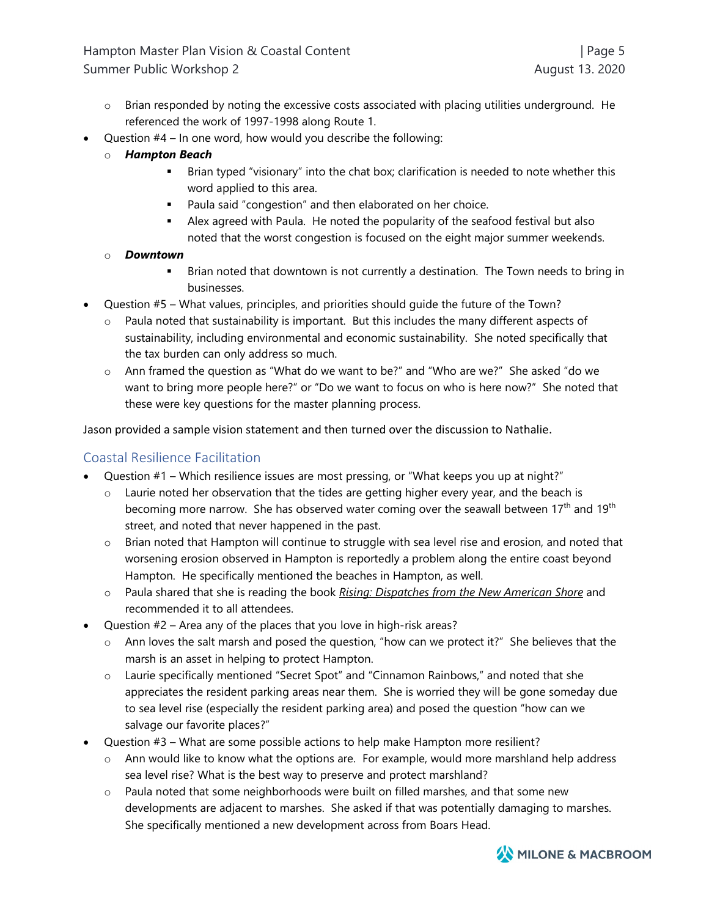- Brian responded by noting the excessive costs associated with placing utilities underground. He referenced the work of 1997-1998 along Route 1.

- Question #4 – In one word, how would you describe the following:
  - ***Hampton Beach***
    - Brian typed "visionary" into the chat box; clarification is needed to note whether this word applied to this area.
    - Paula said "congestion" and then elaborated on her choice.
    - Alex agreed with Paula. He noted the popularity of the seafood festival but also noted that the worst congestion is focused on the eight major summer weekends.
  - ***Downtown***
    - Brian noted that downtown is not currently a destination. The Town needs to bring in businesses.
- Question #5 – What values, principles, and priorities should guide the future of the Town?
  - Paula noted that sustainability is important. But this includes the many different aspects of sustainability, including environmental and economic sustainability. She noted specifically that the tax burden can only address so much.
  - Ann framed the question as "What do we want to be?" and "Who are we?" She asked "do we want to bring more people here?" or "Do we want to focus on who is here now?" She noted that these were key questions for the master planning process.

Jason provided a sample vision statement and then turned over the discussion to Nathalie.

## Coastal Resilience Facilitation

- Question #1 – Which resilience issues are most pressing, or "What keeps you up at night?"
  - Laurie noted her observation that the tides are getting higher every year, and the beach is becoming more narrow. She has observed water coming over the seawall between 17th and 19th street, and noted that never happened in the past.
  - Brian noted that Hampton will continue to struggle with sea level rise and erosion, and noted that worsening erosion observed in Hampton is reportedly a problem along the entire coast beyond Hampton. He specifically mentioned the beaches in Hampton, as well.
  - Paula shared that she is reading the book *Rising: Dispatches from the New American Shore* and recommended it to all attendees.
- Question #2 – Area any of the places that you love in high-risk areas?
  - Ann loves the salt marsh and posed the question, "how can we protect it?" She believes that the marsh is an asset in helping to protect Hampton.
  - Laurie specifically mentioned "Secret Spot" and "Cinnamon Rainbows," and noted that she appreciates the resident parking areas near them. She is worried they will be gone someday due to sea level rise (especially the resident parking area) and posed the question "how can we salvage our favorite places?"
- Question #3 – What are some possible actions to help make Hampton more resilient?
  - Ann would like to know what the options are. For example, would more marshland help address sea level rise? What is the best way to preserve and protect marshland?
  - Paula noted that some neighborhoods were built on filled marshes, and that some new developments are adjacent to marshes. She asked if that was potentially damaging to marshes. She specifically mentioned a new development across from Boars Head.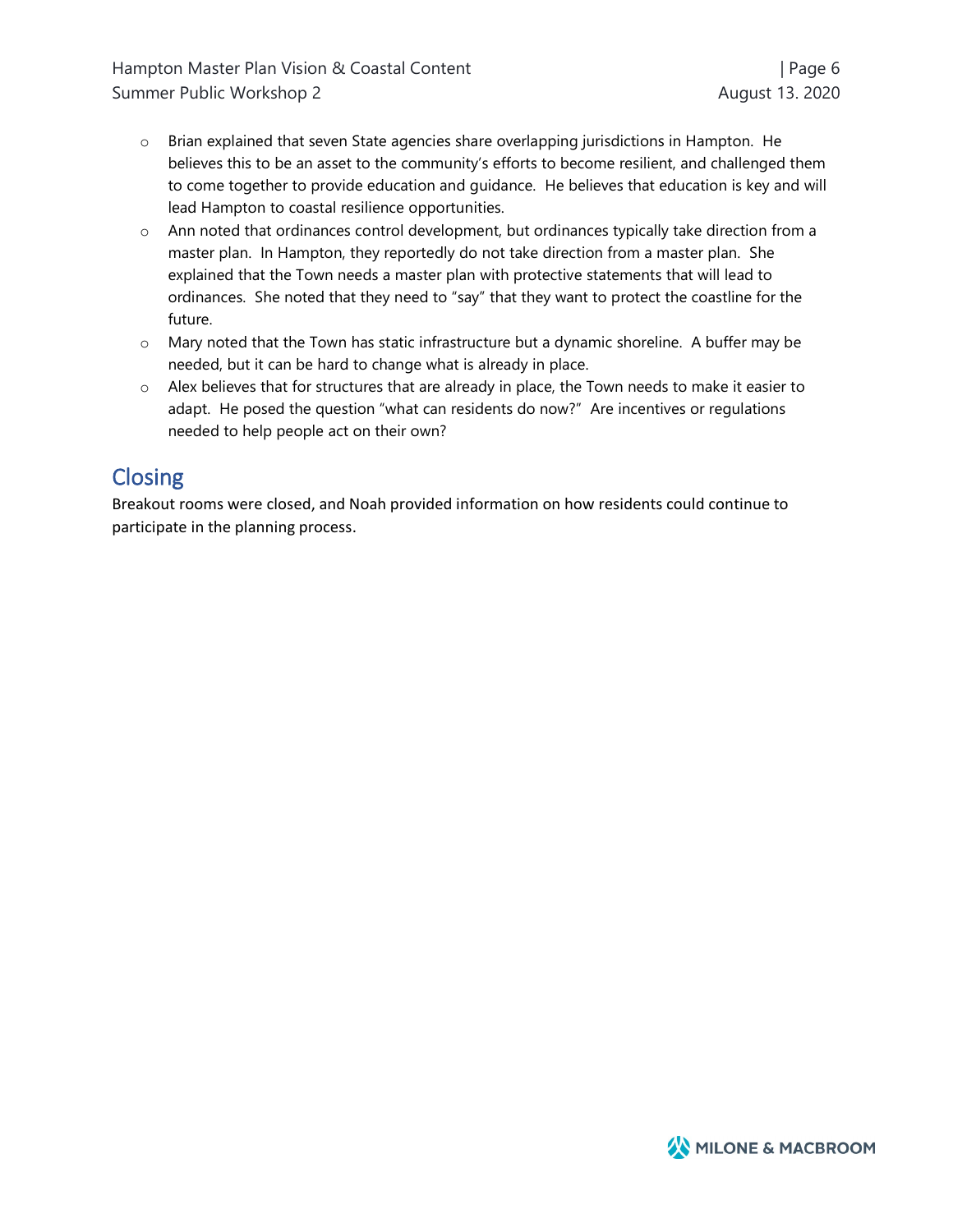- Brian explained that seven State agencies share overlapping jurisdictions in Hampton. He believes this to be an asset to the community's efforts to become resilient, and challenged them to come together to provide education and guidance. He believes that education is key and will lead Hampton to coastal resilience opportunities.
- Ann noted that ordinances control development, but ordinances typically take direction from a master plan. In Hampton, they reportedly do not take direction from a master plan. She explained that the Town needs a master plan with protective statements that will lead to ordinances. She noted that they need to "say" that they want to protect the coastline for the future.
- Mary noted that the Town has static infrastructure but a dynamic shoreline. A buffer may be needed, but it can be hard to change what is already in place.
- Alex believes that for structures that are already in place, the Town needs to make it easier to adapt. He posed the question "what can residents do now?" Are incentives or regulations needed to help people act on their own?

## Closing

Breakout rooms were closed, and Noah provided information on how residents could continue to participate in the planning process.